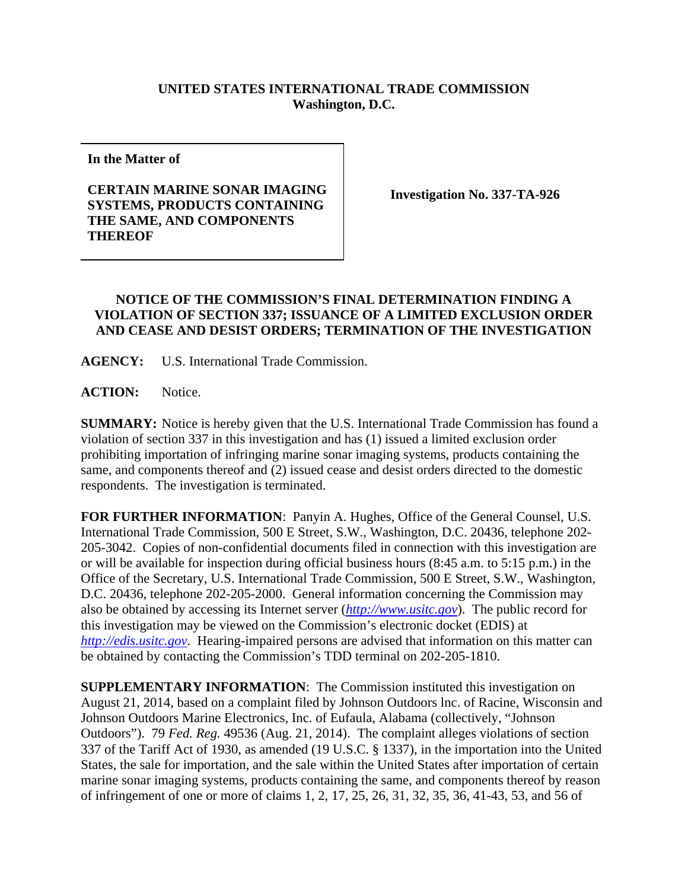**UNITED STATES INTERNATIONAL TRADE COMMISSION**
**Washington, D.C.**

| **In the Matter of**<br><br>**CERTAIN MARINE SONAR IMAGING SYSTEMS, PRODUCTS CONTAINING THE SAME, AND COMPONENTS THEREOF** | **Investigation No. 337-TA-926** |
|---|---|

**NOTICE OF THE COMMISSION'S FINAL DETERMINATION FINDING A VIOLATION OF SECTION 337; ISSUANCE OF A LIMITED EXCLUSION ORDER AND CEASE AND DESIST ORDERS; TERMINATION OF THE INVESTIGATION**

**AGENCY:** U.S. International Trade Commission.

**ACTION:** Notice.

**SUMMARY:** Notice is hereby given that the U.S. International Trade Commission has found a violation of section 337 in this investigation and has (1) issued a limited exclusion order prohibiting importation of infringing marine sonar imaging systems, products containing the same, and components thereof and (2) issued cease and desist orders directed to the domestic respondents. The investigation is terminated.

**FOR FURTHER INFORMATION**: Panyin A. Hughes, Office of the General Counsel, U.S. International Trade Commission, 500 E Street, S.W., Washington, D.C. 20436, telephone 202-205-3042. Copies of non-confidential documents filed in connection with this investigation are or will be available for inspection during official business hours (8:45 a.m. to 5:15 p.m.) in the Office of the Secretary, U.S. International Trade Commission, 500 E Street, S.W., Washington, D.C. 20436, telephone 202-205-2000. General information concerning the Commission may also be obtained by accessing its Internet server (*http://www.usitc.gov*). The public record for this investigation may be viewed on the Commission's electronic docket (EDIS) at *http://edis.usitc.gov*. Hearing-impaired persons are advised that information on this matter can be obtained by contacting the Commission's TDD terminal on 202-205-1810.

**SUPPLEMENTARY INFORMATION**: The Commission instituted this investigation on August 21, 2014, based on a complaint filed by Johnson Outdoors lnc. of Racine, Wisconsin and Johnson Outdoors Marine Electronics, Inc. of Eufaula, Alabama (collectively, "Johnson Outdoors"). 79 *Fed. Reg.* 49536 (Aug. 21, 2014). The complaint alleges violations of section 337 of the Tariff Act of 1930, as amended (19 U.S.C. § 1337), in the importation into the United States, the sale for importation, and the sale within the United States after importation of certain marine sonar imaging systems, products containing the same, and components thereof by reason of infringement of one or more of claims 1, 2, 17, 25, 26, 31, 32, 35, 36, 41-43, 53, and 56 of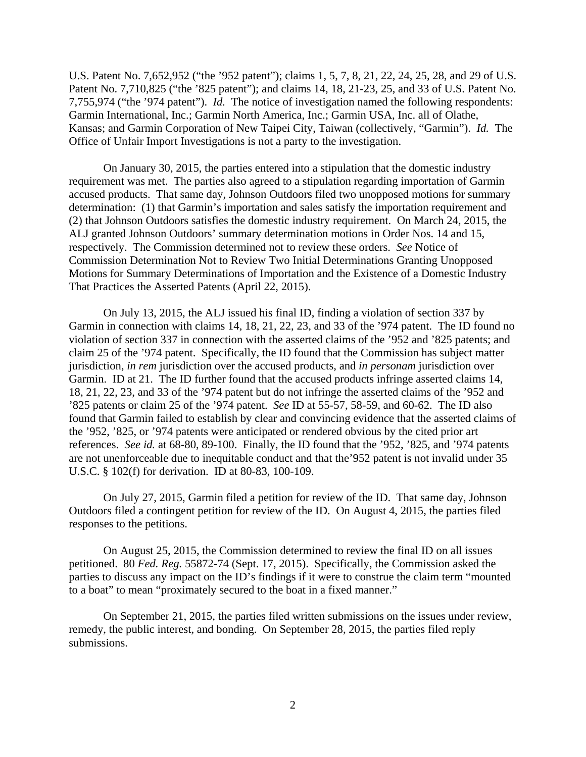U.S. Patent No. 7,652,952 ("the '952 patent"); claims 1, 5, 7, 8, 21, 22, 24, 25, 28, and 29 of U.S. Patent No. 7,710,825 ("the '825 patent"); and claims 14, 18, 21-23, 25, and 33 of U.S. Patent No. 7,755,974 ("the '974 patent"). *Id.* The notice of investigation named the following respondents: Garmin International, Inc.; Garmin North America, Inc.; Garmin USA, Inc. all of Olathe, Kansas; and Garmin Corporation of New Taipei City, Taiwan (collectively, "Garmin"). *Id.* The Office of Unfair Import Investigations is not a party to the investigation.

On January 30, 2015, the parties entered into a stipulation that the domestic industry requirement was met. The parties also agreed to a stipulation regarding importation of Garmin accused products. That same day, Johnson Outdoors filed two unopposed motions for summary determination: (1) that Garmin's importation and sales satisfy the importation requirement and (2) that Johnson Outdoors satisfies the domestic industry requirement. On March 24, 2015, the ALJ granted Johnson Outdoors' summary determination motions in Order Nos. 14 and 15, respectively. The Commission determined not to review these orders. *See* Notice of Commission Determination Not to Review Two Initial Determinations Granting Unopposed Motions for Summary Determinations of Importation and the Existence of a Domestic Industry That Practices the Asserted Patents (April 22, 2015).

On July 13, 2015, the ALJ issued his final ID, finding a violation of section 337 by Garmin in connection with claims 14, 18, 21, 22, 23, and 33 of the '974 patent. The ID found no violation of section 337 in connection with the asserted claims of the '952 and '825 patents; and claim 25 of the '974 patent. Specifically, the ID found that the Commission has subject matter jurisdiction, *in rem* jurisdiction over the accused products, and *in personam* jurisdiction over Garmin. ID at 21. The ID further found that the accused products infringe asserted claims 14, 18, 21, 22, 23, and 33 of the '974 patent but do not infringe the asserted claims of the '952 and '825 patents or claim 25 of the '974 patent. *See* ID at 55-57, 58-59, and 60-62. The ID also found that Garmin failed to establish by clear and convincing evidence that the asserted claims of the '952, '825, or '974 patents were anticipated or rendered obvious by the cited prior art references. *See id.* at 68-80, 89-100. Finally, the ID found that the '952, '825, and '974 patents are not unenforceable due to inequitable conduct and that the'952 patent is not invalid under 35 U.S.C. § 102(f) for derivation. ID at 80-83, 100-109.

On July 27, 2015, Garmin filed a petition for review of the ID. That same day, Johnson Outdoors filed a contingent petition for review of the ID. On August 4, 2015, the parties filed responses to the petitions.

On August 25, 2015, the Commission determined to review the final ID on all issues petitioned. 80 *Fed. Reg.* 55872-74 (Sept. 17, 2015). Specifically, the Commission asked the parties to discuss any impact on the ID's findings if it were to construe the claim term "mounted to a boat" to mean "proximately secured to the boat in a fixed manner."

On September 21, 2015, the parties filed written submissions on the issues under review, remedy, the public interest, and bonding. On September 28, 2015, the parties filed reply submissions.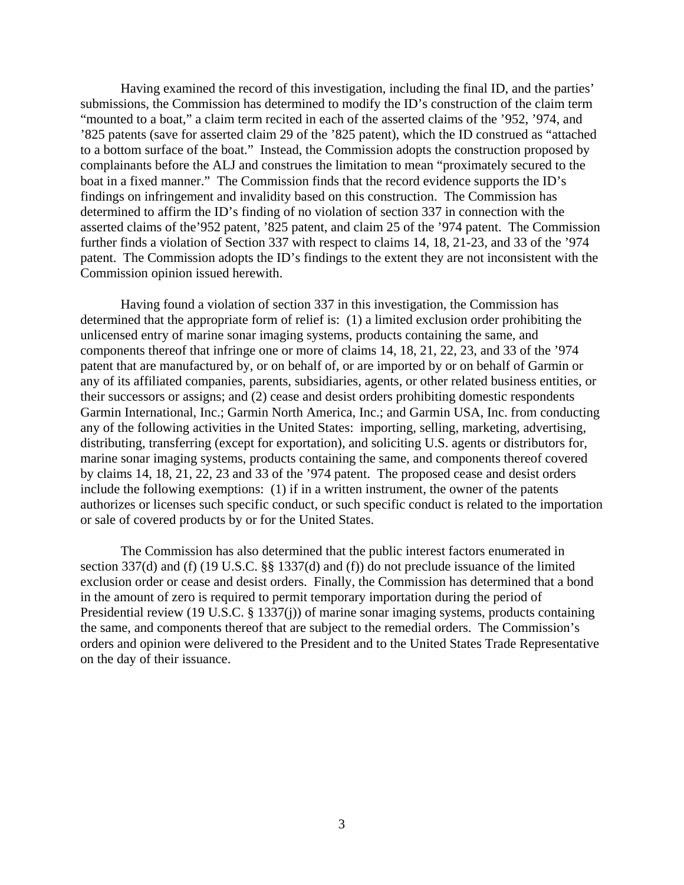Having examined the record of this investigation, including the final ID, and the parties' submissions, the Commission has determined to modify the ID's construction of the claim term "mounted to a boat," a claim term recited in each of the asserted claims of the '952, '974, and '825 patents (save for asserted claim 29 of the '825 patent), which the ID construed as "attached to a bottom surface of the boat." Instead, the Commission adopts the construction proposed by complainants before the ALJ and construes the limitation to mean "proximately secured to the boat in a fixed manner." The Commission finds that the record evidence supports the ID's findings on infringement and invalidity based on this construction. The Commission has determined to affirm the ID's finding of no violation of section 337 in connection with the asserted claims of the'952 patent, '825 patent, and claim 25 of the '974 patent. The Commission further finds a violation of Section 337 with respect to claims 14, 18, 21-23, and 33 of the '974 patent. The Commission adopts the ID's findings to the extent they are not inconsistent with the Commission opinion issued herewith.

Having found a violation of section 337 in this investigation, the Commission has determined that the appropriate form of relief is: (1) a limited exclusion order prohibiting the unlicensed entry of marine sonar imaging systems, products containing the same, and components thereof that infringe one or more of claims 14, 18, 21, 22, 23, and 33 of the '974 patent that are manufactured by, or on behalf of, or are imported by or on behalf of Garmin or any of its affiliated companies, parents, subsidiaries, agents, or other related business entities, or their successors or assigns; and (2) cease and desist orders prohibiting domestic respondents Garmin International, Inc.; Garmin North America, Inc.; and Garmin USA, Inc. from conducting any of the following activities in the United States: importing, selling, marketing, advertising, distributing, transferring (except for exportation), and soliciting U.S. agents or distributors for, marine sonar imaging systems, products containing the same, and components thereof covered by claims 14, 18, 21, 22, 23 and 33 of the '974 patent. The proposed cease and desist orders include the following exemptions: (1) if in a written instrument, the owner of the patents authorizes or licenses such specific conduct, or such specific conduct is related to the importation or sale of covered products by or for the United States.

The Commission has also determined that the public interest factors enumerated in section 337(d) and (f) (19 U.S.C. §§ 1337(d) and (f)) do not preclude issuance of the limited exclusion order or cease and desist orders. Finally, the Commission has determined that a bond in the amount of zero is required to permit temporary importation during the period of Presidential review (19 U.S.C. § 1337(j)) of marine sonar imaging systems, products containing the same, and components thereof that are subject to the remedial orders. The Commission's orders and opinion were delivered to the President and to the United States Trade Representative on the day of their issuance.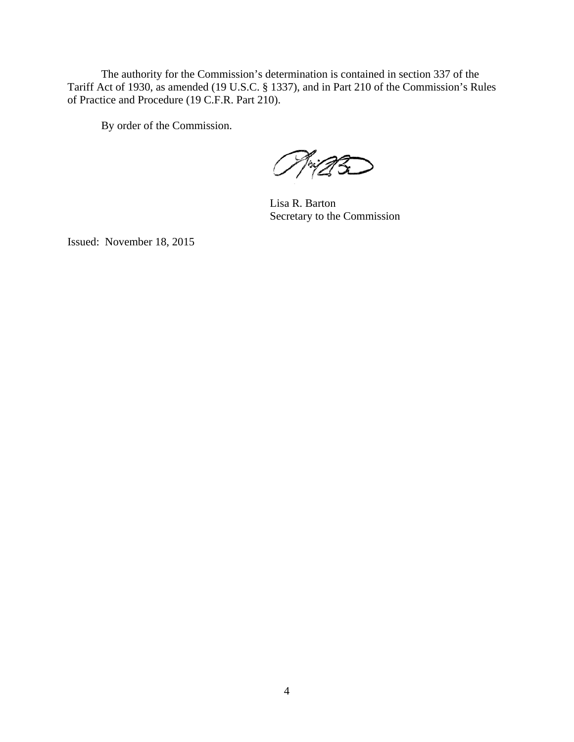The authority for the Commission's determination is contained in section 337 of the Tariff Act of 1930, as amended (19 U.S.C. § 1337), and in Part 210 of the Commission's Rules of Practice and Procedure (19 C.F.R. Part 210).

By order of the Commission.

Lisa R. Barton
Secretary to the Commission

Issued: November 18, 2015